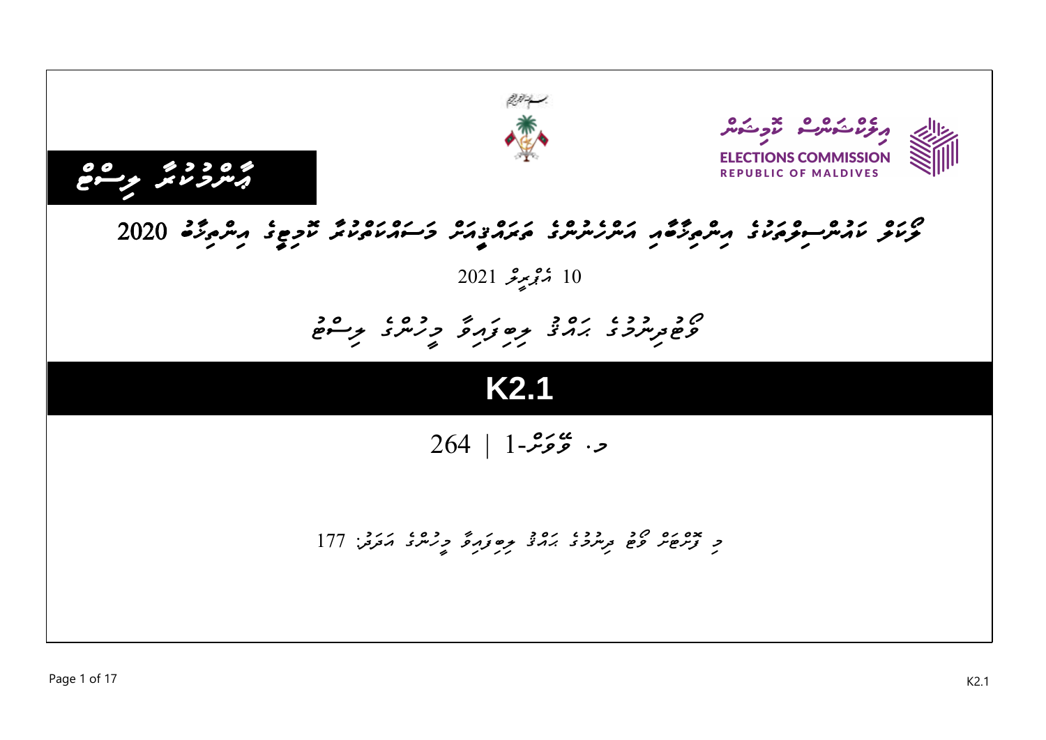ބިސްމިﷲ

އިލެކްޝަންސް ކޮމިޝަން
ELECTIONS COMMISSION
REPUBLIC OF MALDIVES

އަންދާޒާ ލިސްޓް

# ލޯކަލް ކައުންސިލްތަކުގެ އިންތިޚާބާއި އަންހެނުންގެ ތަރައްޤީއަށް މަސައްކަތްކުރާ ކޮމިޓީގެ އިންތިޚާބު 2020

10 އޭޕްރިލް 2021

ވޯޓުދިނުމުގެ ކުރެވޭ ލިބިފައިވާ މީހުންގެ ލިސްޓު

# K2.1

މ. ވޭވަށް-1 | 264

މި ފޮތުގައި ވޯޓު ދިނުމުގެ ކުރެވޭ ލިބިފައިވާ މީހުންގެ އަދަދު: 177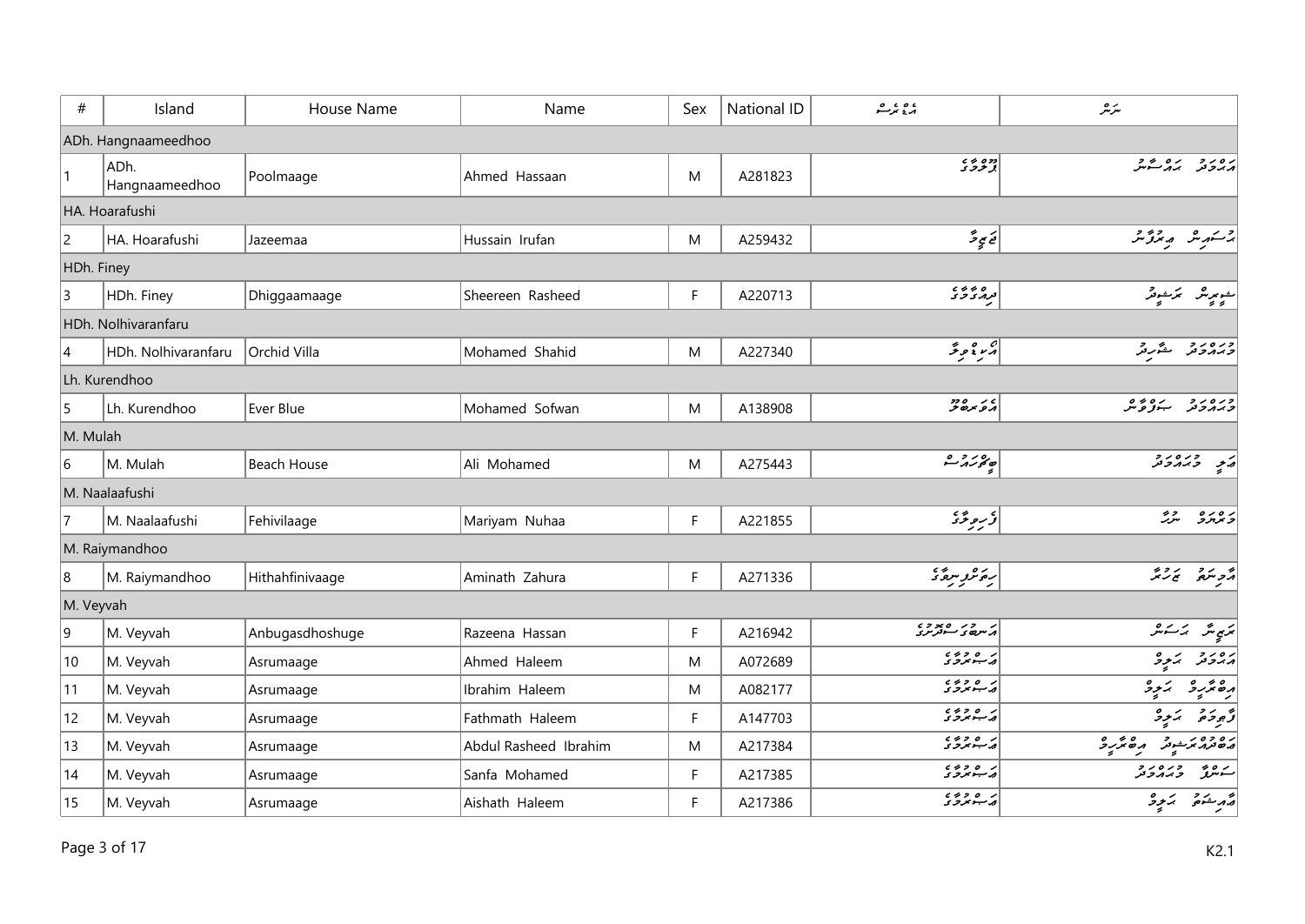| # | Island | House Name | Name | Sex | National ID | ގެއުގެ ނަން | ނަން |
|---|---|---|---|---|---|---|---|
| ADh. Hangnaameedhoo | | | | | | | |
| 1 | ADh. Hangnaameedhoo | Poolmaage | Ahmed Hassaan | M | A281823 | ޕޫލްމާގެ | އަޙްމަދު ޙައްސާން |
| HA. Hoarafushi | | | | | | | |
| 2 | HA. Hoarafushi | Jazeemaa | Hussain Irufan | M | A259432 | ޖަޒީމާ | ޙުސައިން އިރުފާން |
| HDh. Finey | | | | | | | |
| 3 | HDh. Finey | Dhiggaamaage | Sheereen Rasheed | F | A220713 | ދިއްގާމާގެ | ޝީރީން ރަޝީދު |
| HDh. Nolhivaranfaru | | | | | | | |
| 4 | HDh. Nolhivaranfaru | Orchid Villa | Mohamed Shahid | M | A227340 | އޯކިޑްވިލާ | މުޙައްމަދު ޝާހިދު |
| Lh. Kurendhoo | | | | | | | |
| 5 | Lh. Kurendhoo | Ever Blue | Mohamed Sofwan | M | A138908 | އެވަރބްލޫ | މުޙައްމަދު ޞަފްވާން |
| M. Mulah | | | | | | | |
| 6 | M. Mulah | Beach House | Ali Mohamed | M | A275443 | ބީޗްހައުސް | އަލި މުޙައްމަދު |
| M. Naalaafushi | | | | | | | |
| 7 | M. Naalaafushi | Fehivilaage | Mariyam Nuhaa | F | A221855 | ފެހިވިލާގެ | މަރްޔަމް ނުހާ |
| M. Raiymandhoo | | | | | | | |
| 8 | M. Raiymandhoo | Hithahfinivaage | Aminath Zahura | F | A271336 | ހިތަފިނިވާގެ | އާމިނަތު ޒަހުރާ |
| M. Veyvah | | | | | | | |
| 9 | M. Veyvah | Anbugasdhoshuge | Razeena Hassan | F | A216942 | އަނބުގަސްދޮށުގެ | ރަޒީނާ ޙަސަން |
| 10 | M. Veyvah | Asrumaage | Ahmed Haleem | M | A072689 | އަސްރުމާގެ | އަޙްމަދު ޙަލީމް |
| 11 | M. Veyvah | Asrumaage | Ibrahim Haleem | M | A082177 | އަސްރުމާގެ | އިބްރާހީމް ޙަލީމް |
| 12 | M. Veyvah | Asrumaage | Fathmath Haleem | F | A147703 | އަސްރުމާގެ | ފާތިމަތު ޙަލީމް |
| 13 | M. Veyvah | Asrumaage | Abdul Rasheed Ibrahim | M | A217384 | އަސްރުމާގެ | އަބްދުލްރަޝީދު އިބްރާހީމް |
| 14 | M. Veyvah | Asrumaage | Sanfa Mohamed | F | A217385 | އަސްރުމާގެ | ސަންފާ މުޙައްމަދު |
| 15 | M. Veyvah | Asrumaage | Aishath Haleem | F | A217386 | އަސްރުމާގެ | އާއިޝަތު ޙަލީމް |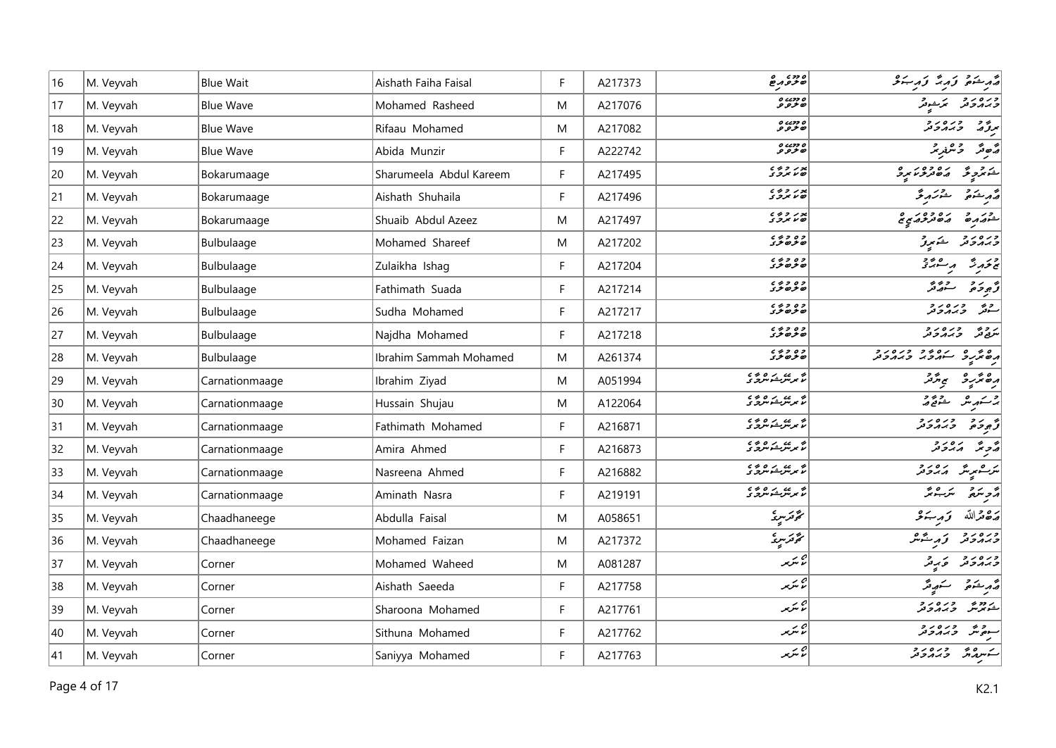| 16 | M. Veyvah | Blue Wait | Aishath Faiha Faisal | F | A217373 | ބްލޫވެއިޓް | އާއިޝަތު ފާއިހާ ފައިސަލް |
|---|---|---|---|---|---|---|---|
| 17 | M. Veyvah | Blue Wave | Mohamed Rasheed | M | A217076 | ބްލޫވޭވް | މުހައްމަދު ރަޝީދު |
| 18 | M. Veyvah | Blue Wave | Rifaau Mohamed | M | A217082 | ބްލޫވޭވް | ރިފާއު މުހައްމަދު |
| 19 | M. Veyvah | Blue Wave | Abida Munzir | F | A222742 | ބްލޫވޭވް | އާބިދާ މުންޒިރު |
| 20 | M. Veyvah | Bokarumaage | Sharumeela Abdul Kareem | F | A217495 | ބޮކަރުމާގެ | ޝަރުމީލާ އަބްދުލްކަރީމް |
| 21 | M. Veyvah | Bokarumaage | Aishath Shuhaila | F | A217496 | ބޮކަރުމާގެ | އާއިޝަތު ޝުހައިލާ |
| 22 | M. Veyvah | Bokarumaage | Shuaib Abdul Azeez | M | A217497 | ބޮކަރުމާގެ | ޝުއައިބް އަބްދުލްއަޒީޒް |
| 23 | M. Veyvah | Bulbulaage | Mohamed Shareef | M | A217202 | ބުލްބުލާގެ | މުހައްމަދު ޝަރީފް |
| 24 | M. Veyvah | Bulbulaage | Zulaikha Ishag | F | A217204 | ބުލްބުލާގެ | ޒުލައިޚާ އިސްހާގު |
| 25 | M. Veyvah | Bulbulaage | Fathimath Suada | F | A217214 | ބުލްބުލާގެ | ފާތިމަތު ސުއާދާ |
| 26 | M. Veyvah | Bulbulaage | Sudha Mohamed | F | A217217 | ބުލްބުލާގެ | ސުދާ މުހައްމަދު |
| 27 | M. Veyvah | Bulbulaage | Najdha Mohamed | F | A217218 | ބުލްބުލާގެ | ނަޖްދާ މުހައްމަދު |
| 28 | M. Veyvah | Bulbulaage | Ibrahim Sammah Mohamed | M | A261374 | ބުލްބުލާގެ | އިބްރާހިމް ސައްމާހު މުހައްމަދު |
| 29 | M. Veyvah | Carnationmaage | Ibrahim Ziyad | M | A051994 | ކާނޭޝަންމާގެ | އިބްރާހިމް ޒިޔާދު |
| 30 | M. Veyvah | Carnationmaage | Hussain Shujau | M | A122064 | ކާނޭޝަންމާގެ | ހުސައިން ޝުޖާޢު |
| 31 | M. Veyvah | Carnationmaage | Fathimath Mohamed | F | A216871 | ކާނޭޝަންމާގެ | ފާތިމަތު މުހައްމަދު |
| 32 | M. Veyvah | Carnationmaage | Amira Ahmed | F | A216873 | ކާނޭޝަންމާގެ | އާމިރާ އަހްމަދު |
| 33 | M. Veyvah | Carnationmaage | Nasreena Ahmed | F | A216882 | ކާނޭޝަންމާގެ | ނަސްރީނާ އަހްމަދު |
| 34 | M. Veyvah | Carnationmaage | Aminath Nasra | F | A219191 | ކާނޭޝަންމާގެ | އާމިނަތު ނަސްރާ |
| 35 | M. Veyvah | Chaadhaneege | Abdulla Faisal | M | A058651 | ޗާދަނީގެ | އަބްދުﷲ ފައިސަލް |
| 36 | M. Veyvah | Chaadhaneege | Mohamed Faizan | M | A217372 | ޗާދަނީގެ | މުހައްމަދު ފައިޒާން |
| 37 | M. Veyvah | Corner | Mohamed Waheed | M | A081287 | ކޯނަރ | މުހައްމަދު ވަހީދު |
| 38 | M. Veyvah | Corner | Aishath Saeeda | F | A217758 | ކޯނަރ | އާއިޝަތު ސައީދާ |
| 39 | M. Veyvah | Corner | Sharoona Mohamed | F | A217761 | ކޯނަރ | ޝަރޫނާ މުހައްމަދު |
| 40 | M. Veyvah | Corner | Sithuna Mohamed | F | A217762 | ކޯނަރ | ސިތުނާ މުހައްމަދު |
| 41 | M. Veyvah | Corner | Saniyya Mohamed | F | A217763 | ކޯނަރ | ސަނިއްޔާ މުހައްމަދު |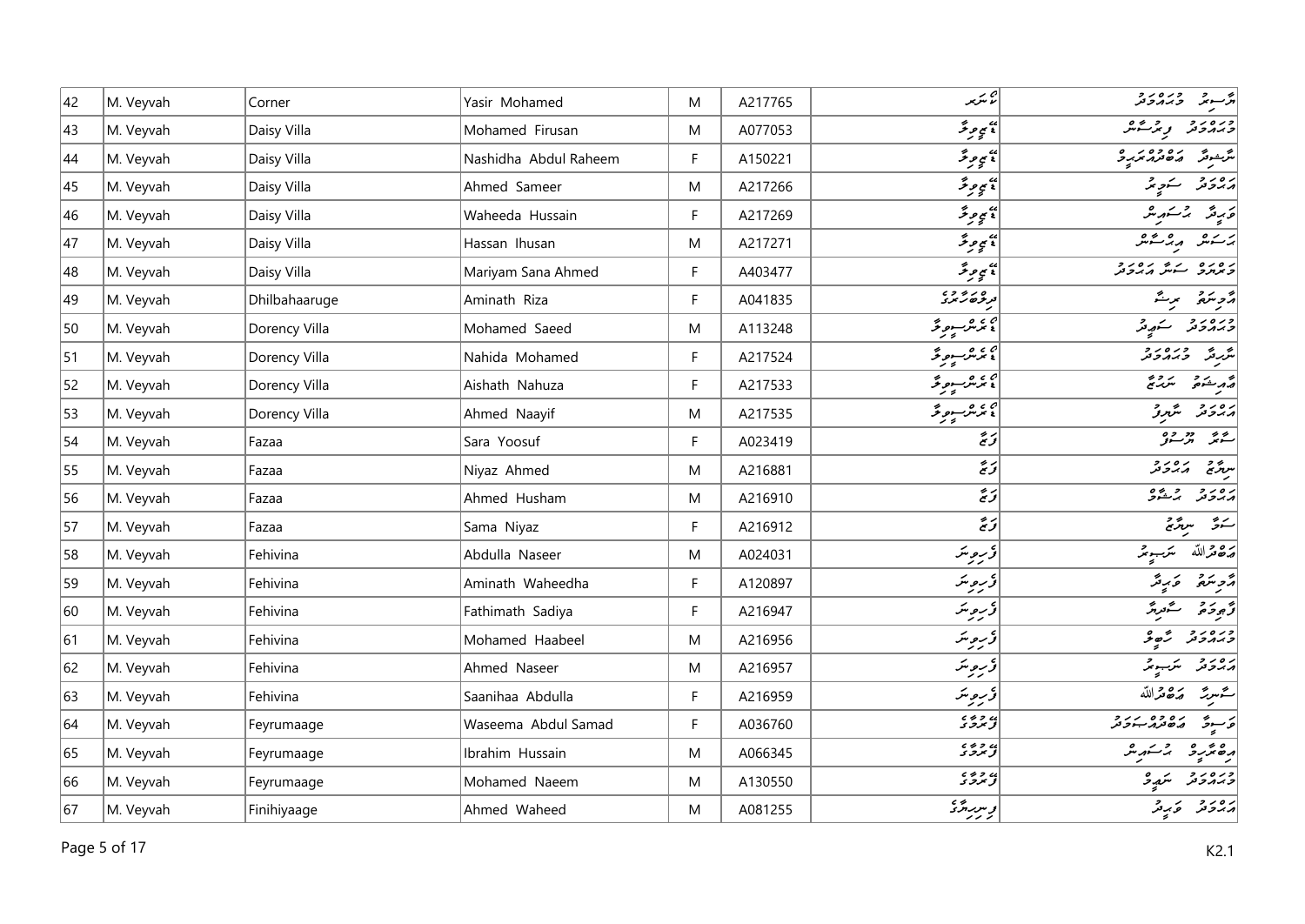| 42 | M. Veyvah | Corner | Yasir Mohamed | M | A217765 | ކޯނަރ | ޔާސިރު މުޙައްމަދު |
|---|---|---|---|---|---|---|---|
| 43 | M. Veyvah | Daisy Villa | Mohamed Firusan | M | A077053 | ޑެއިޒީވިލާ | މުޙައްމަދު ފިރުސާން |
| 44 | M. Veyvah | Daisy Villa | Nashidha Abdul Raheem | F | A150221 | ޑެއިޒީވިލާ | ނާޝިދާ އަބްދުލްރަޙީމް |
| 45 | M. Veyvah | Daisy Villa | Ahmed Sameer | M | A217266 | ޑެއިޒީވިލާ | އަޙްމަދު ސަމީރު |
| 46 | M. Veyvah | Daisy Villa | Waheeda Hussain | F | A217269 | ޑެއިޒީވިލާ | ވަޙީދާ ޙުސައިން |
| 47 | M. Veyvah | Daisy Villa | Hassan Ihusan | M | A217271 | ޑެއިޒީވިލާ | ޙަސަން އިޙުސާން |
| 48 | M. Veyvah | Daisy Villa | Mariyam Sana Ahmed | F | A403477 | ޑެއިޒީވިލާ | މަރިޔަމް ސަނާ އަޙްމަދު |
| 49 | M. Veyvah | Dhilbahaaruge | Aminath Riza | F | A041835 | ދިލްބަހާރުގެ | އާމިނަތު ރިޟާ |
| 50 | M. Veyvah | Dorency Villa | Mohamed Saeed | M | A113248 | ޑޮރެންސީވިލާ | މުޙައްމަދު ސަޢީދު |
| 51 | M. Veyvah | Dorency Villa | Nahida Mohamed | F | A217524 | ޑޮރެންސީވިލާ | ނާހިދާ މުޙައްމަދު |
| 52 | M. Veyvah | Dorency Villa | Aishath Nahuza | F | A217533 | ޑޮރެންސީވިލާ | އައިޝަތު ނަހުޒާ |
| 53 | M. Veyvah | Dorency Villa | Ahmed Naayif | M | A217535 | ޑޮރެންސީވިލާ | އަޙްމަދު ނާއިފު |
| 54 | M. Veyvah | Fazaa | Sara Yoosuf | F | A023419 | ފަޒާ | ސާރާ ޔޫސުފް |
| 55 | M. Veyvah | Fazaa | Niyaz Ahmed | M | A216881 | ފަޒާ | ނިޔާޒް އަޙްމަދު |
| 56 | M. Veyvah | Fazaa | Ahmed Husham | M | A216910 | ފަޒާ | އަޙްމަދު ހުޝާމް |
| 57 | M. Veyvah | Fazaa | Sama Niyaz | F | A216912 | ފަޒާ | ސަމާ ނިޔާޒް |
| 58 | M. Veyvah | Fehivina | Abdulla Naseer | M | A024031 | ފެހިވިނަ | އަބްދުﷲ ނަސީރު |
| 59 | M. Veyvah | Fehivina | Aminath Waheedha | F | A120897 | ފެހިވިނަ | އާމިނަތު ވަޙީދާ |
| 60 | M. Veyvah | Fehivina | Fathimath Sadiya | F | A216947 | ފެހިވިނަ | ފާތިމަތު ސާދިޔާ |
| 61 | M. Veyvah | Fehivina | Mohamed Haabeel | M | A216956 | ފެހިވިނަ | މުޙައްމަދު ހާބީލް |
| 62 | M. Veyvah | Fehivina | Ahmed Naseer | M | A216957 | ފެހިވިނަ | އަޙްމަދު ނަސީރު |
| 63 | M. Veyvah | Fehivina | Saanihaa Abdulla | F | A216959 | ފެހިވިނަ | ސާނިހާ އަބްދުﷲ |
| 64 | M. Veyvah | Feyrumaage | Waseema Abdul Samad | F | A036760 | ފޭރުމާގެ | ވަސީމާ އަބްދުލްސަމަދު |
| 65 | M. Veyvah | Feyrumaage | Ibrahim Hussain | M | A066345 | ފޭރުމާގެ | އިބްރާހީމް ޙުސައިން |
| 66 | M. Veyvah | Feyrumaage | Mohamed Naeem | M | A130550 | ފޭރުމާގެ | މުޙައްމަދު ނަޢީމް |
| 67 | M. Veyvah | Finihiyaage | Ahmed Waheed | M | A081255 | ފިނިހިޔާގެ | އަޙްމަދު ވަޙީދު |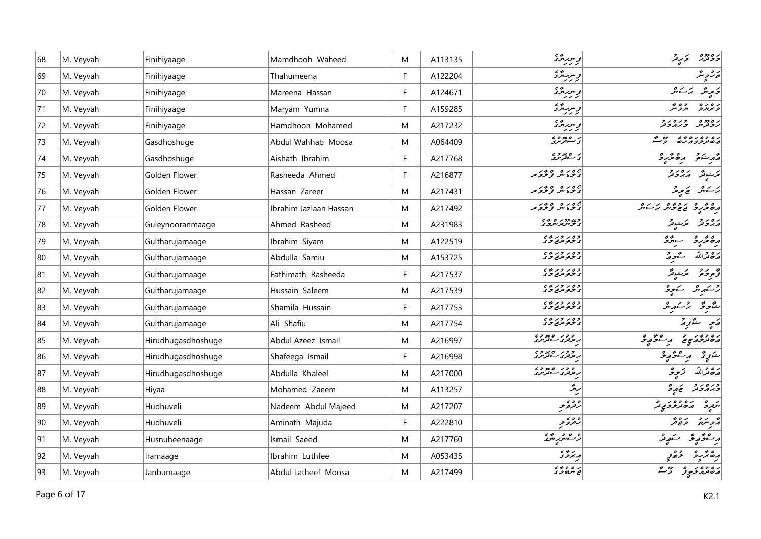| 68 | M. Veyvah | Finihiyaage | Mamdhooh Waheed | M | A113135 | وِسِرِىرِدَّى | دَدْتَرْدُ وَبِرِتْر |
|---|---|---|---|---|---|---|---|
| 69 | M. Veyvah | Finihiyaage | Thahumeena | F | A122204 | وِسِرِىرِدَّى | ەَرْدِپِسَّر |
| 70 | M. Veyvah | Finihiyaage | Mareena Hassan | F | A124671 | وِسِرِىرِدَّى | دَىرِىتَر بَرَسَىْر |
| 71 | M. Veyvah | Finihiyaage | Maryam Yumna | F | A159285 | وِسِرِىرِدَّى | دَىرْىرَدْ مَرْدْسَّر |
| 72 | M. Veyvah | Finihiyaage | Hamdhoon Mohamed | M | A217232 | وِسِرِىرِدَّى | بَرْدُتْرِسْ دِبَرْبْرَدْتِر |
| 73 | M. Veyvah | Gasdhoshuge | Abdul Wahhab Moosa | M | A064409 | ىَ سْتَرْرُّىرَى | ەَبْنْرُوْرِىْ بْرِّرّىَرْ دْسَّهْ |
| 74 | M. Veyvah | Gasdhoshuge | Aishath Ibrahim | F | A217768 | ىَ سْتَرْرُّىرَى | مَّهِرْشَهُوْ مِرْشَتَرْپِرْ |
| 75 | M. Veyvah | Golden Flower | Rasheeda Ahmed | F | A216877 | ىْرُّىرْ ىْرَ وْدُّرَىرَ | ىْرَشِوَتَر مَىرْدَىتَر |
| 76 | M. Veyvah | Golden Flower | Hassan Zareer | M | A217431 | ىْرُّىرْ ىْرَ وْدُّرَىرَ | بَرْسَىْر ىَ بِرِىتَر |
| 77 | M. Veyvah | Golden Flower | Ibrahim Jazlaan Hassan | M | A217492 | ىْرُّىرْ ىْرَ وْدُّرَىرَ | مِرْشَتَرْپِرْ ىَ ىْرَ دَّرْسْ بَرَسَىْر |
| 78 | M. Veyvah | Guleynooranmaage | Ahmed Rasheed | M | A231983 | ىْرُّىرْمْرْشْرَدْدَّى | مَىرْدَىتَر ىَرَشِوتَر |
| 79 | M. Veyvah | Gultharujamaage | Ibrahim Siyam | M | A122519 | ىْرْدْىَدْىَدَّى | مِرْشَتَرْپِرْ سِورَّدْ |
| 80 | M. Veyvah | Gultharujamaage | Abdulla Samiu | M | A153725 | ىْرْدْىَدْىَدَّى | مَەْتْراللە سَّهُورُ |
| 81 | M. Veyvah | Gultharujamaage | Fathimath Rasheeda | F | A217537 | ىْرْدْىَدْىَدَّى | وَّجِرَدَمُ ىَرَشِوتَر |
| 82 | M. Veyvah | Gultharujamaage | Hussain Saleem | M | A217539 | ىْرْدْىَدْىَدَّى | بْرْسَمْرِسْ سَمِوْدْ |
| 83 | M. Veyvah | Gultharujamaage | Shamila Hussain | F | A217753 | ىْرْدْىَدْىَدَّى | شَّوِدَّ بْرْسَمْرِسْ |
| 84 | M. Veyvah | Gultharujamaage | Ali Shafiu | M | A217754 | ىْرْدْىَدْىَدَّى | مَرِ شَّوِرُ |
| 85 | M. Veyvah | Hirudhugasdhoshuge | Abdul Azeez Ismail | M | A216997 | رِىرْتَرْىَ سْتَرْرُّىرَى | مَەْتَرْدُمَىِ ىِ مِرْسْدَّمِرْدْ |
| 86 | M. Veyvah | Hirudhugasdhoshuge | Shafeega Ismail | F | A216998 | رِىرْتَرْىَ سْتَرْرُّىرَى | شَوِدَّ مِرْسْدَّمِرْدْ |
| 87 | M. Veyvah | Hirudhugasdhoshuge | Abdulla Khaleel | M | A217000 | رِىرْتَرْىَ سْتَرْرُّىرَى | مَەْتْراللە زَمِرْدْ |
| 88 | M. Veyvah | Hiyaa | Mohamed Zaeem | M | A113257 | رِمَّ | دِبَرْبْرَدْتِر ىَ مِرْدْ |
| 89 | M. Veyvah | Hudhuveli | Nadeem Abdul Majeed | M | A217207 | رْتَرْوُّمِ | سَرِدْ مَەْتَرْدُدَىِ تِر |
| 90 | M. Veyvah | Hudhuveli | Aminath Majuda | F | A222810 | رْتَرْوُّمِ | مَّرِسَمُ دَىْ تَر |
| 91 | M. Veyvah | Husnuheenaage | Ismail Saeed | M | A217760 | رْسْسْرِسَّرَى | مِرْسْدَّمِرْدْ سَمِرِتِر |
| 92 | M. Veyvah | Iramaage | Ibrahim Luthfee | M | A053435 | مِىَرَدَّى | مِرْشَتَرْپِرْ دْهُوِ |
| 93 | M. Veyvah | Janbumaage | Abdul Latheef Moosa | M | A217499 | ىَ سْرْەْدَّى | مَەْتَرْدُدَّهِوْ دْسَّهْ |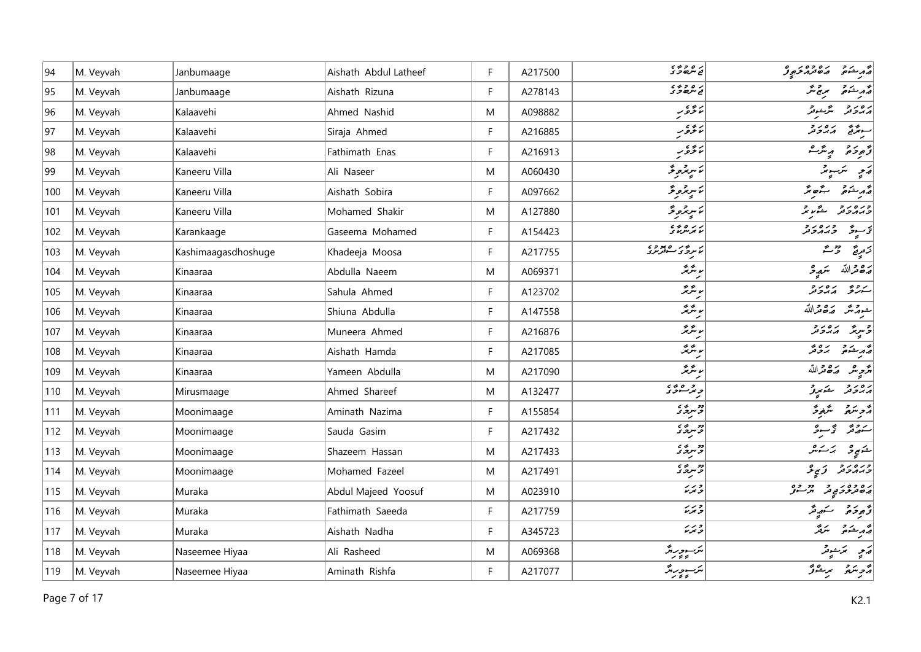| 94 | M. Veyvah | Janbumaage | Aishath Abdul Latheef | F | A217500 | ޖަންބުމާގެ | އައިޝަތު އަބްދުއްލަޠީފު |
|---|---|---|---|---|---|---|---|
| 95 | M. Veyvah | Janbumaage | Aishath Rizuna | F | A278143 | ޖަންބުމާގެ | އައިޝަތު ރިޒުނާ |
| 96 | M. Veyvah | Kalaavehi | Ahmed Nashid | M | A098882 | ކަލާވެހި | އަޙްމަދު ނާޝިދު |
| 97 | M. Veyvah | Kalaavehi | Siraja Ahmed | F | A216885 | ކަލާވެހި | ސިރާޖާ އަޙްމަދު |
| 98 | M. Veyvah | Kalaavehi | Fathimath Enas | F | A216913 | ކަލާވެހި | ފާތިމަތު އީނާސް |
| 99 | M. Veyvah | Kaneeru Villa | Ali Naseer | M | A060430 | ކަނީރުވިލާ | އަލި ނަސީރު |
| 100 | M. Veyvah | Kaneeru Villa | Aishath Sobira | F | A097662 | ކަނީރުވިލާ | އައިޝަތު ސާބިރާ |
| 101 | M. Veyvah | Kaneeru Villa | Mohamed Shakir | M | A127880 | ކަނީރުވިލާ | މުޙައްމަދު ޝާކިރު |
| 102 | M. Veyvah | Karankaage | Gaseema Mohamed | F | A154423 | ކަރަންކާގެ | ގަސީމާ މުޙައްމަދު |
| 103 | M. Veyvah | Kashimaagasdhoshuge | Khadeeja Moosa | F | A217755 | ކަށިމާގަސްދޮށުގެ | ޚަދީޖާ މޫސާ |
| 104 | M. Veyvah | Kinaaraa | Abdulla Naeem | M | A069371 | ކިނާރާ | އަބްދުﷲ ނައީމް |
| 105 | M. Veyvah | Kinaaraa | Sahula Ahmed | F | A123702 | ކިނާރާ | ސަހުލާ އަޙްމަދު |
| 106 | M. Veyvah | Kinaaraa | Shiuna Abdulla | F | A147558 | ކިނާރާ | ޝިއުނާ އަބްދުﷲ |
| 107 | M. Veyvah | Kinaaraa | Muneera Ahmed | F | A216876 | ކިނާރާ | މުނީރާ އަޙްމަދު |
| 108 | M. Veyvah | Kinaaraa | Aishath Hamda | F | A217085 | ކިނާރާ | އައިޝަތު ހަމްދާ |
| 109 | M. Veyvah | Kinaaraa | Yameen Abdulla | M | A217090 | ކިނާރާ | ޔާމީން އަބްދުﷲ |
| 110 | M. Veyvah | Mirusmaage | Ahmed Shareef | M | A132477 | މިރުސްމާގެ | އަޙްމަދު ޝަރީފު |
| 111 | M. Veyvah | Moonimaage | Aminath Nazima | F | A155854 | މޫނިމާގެ | އާމިނަތު ނާޒިމާ |
| 112 | M. Veyvah | Moonimaage | Sauda Gasim | F | A217432 | މޫނިމާގެ | ސައުދާ ޤާސިމް |
| 113 | M. Veyvah | Moonimaage | Shazeem Hassan | M | A217433 | މޫނިމާގެ | ޝަޒީމް ޙަސަން |
| 114 | M. Veyvah | Moonimaage | Mohamed Fazeel | M | A217491 | މޫނިމާގެ | މުޙައްމަދު ފަޟީލު |
| 115 | M. Veyvah | Muraka | Abdul Majeed Yoosuf | M | A023910 | މުރަކަ | އަބްދުލްމަޖީދު ޔޫސުފް |
| 116 | M. Veyvah | Muraka | Fathimath Saeeda | F | A217759 | މުރަކަ | ފާތިމަތު ސައީދާ |
| 117 | M. Veyvah | Muraka | Aishath Nadha | F | A345723 | މުރަކަ | އައިޝަތު ނަދާ |
| 118 | M. Veyvah | Naseemee Hiyaa | Ali Rasheed | M | A069368 | ނަސީމީހިޔާ | އަލި ރަޝީދު |
| 119 | M. Veyvah | Naseemee Hiyaa | Aminath Rishfa | F | A217077 | ނަސީމީހިޔާ | އާމިނަތު ރިޝްފާ |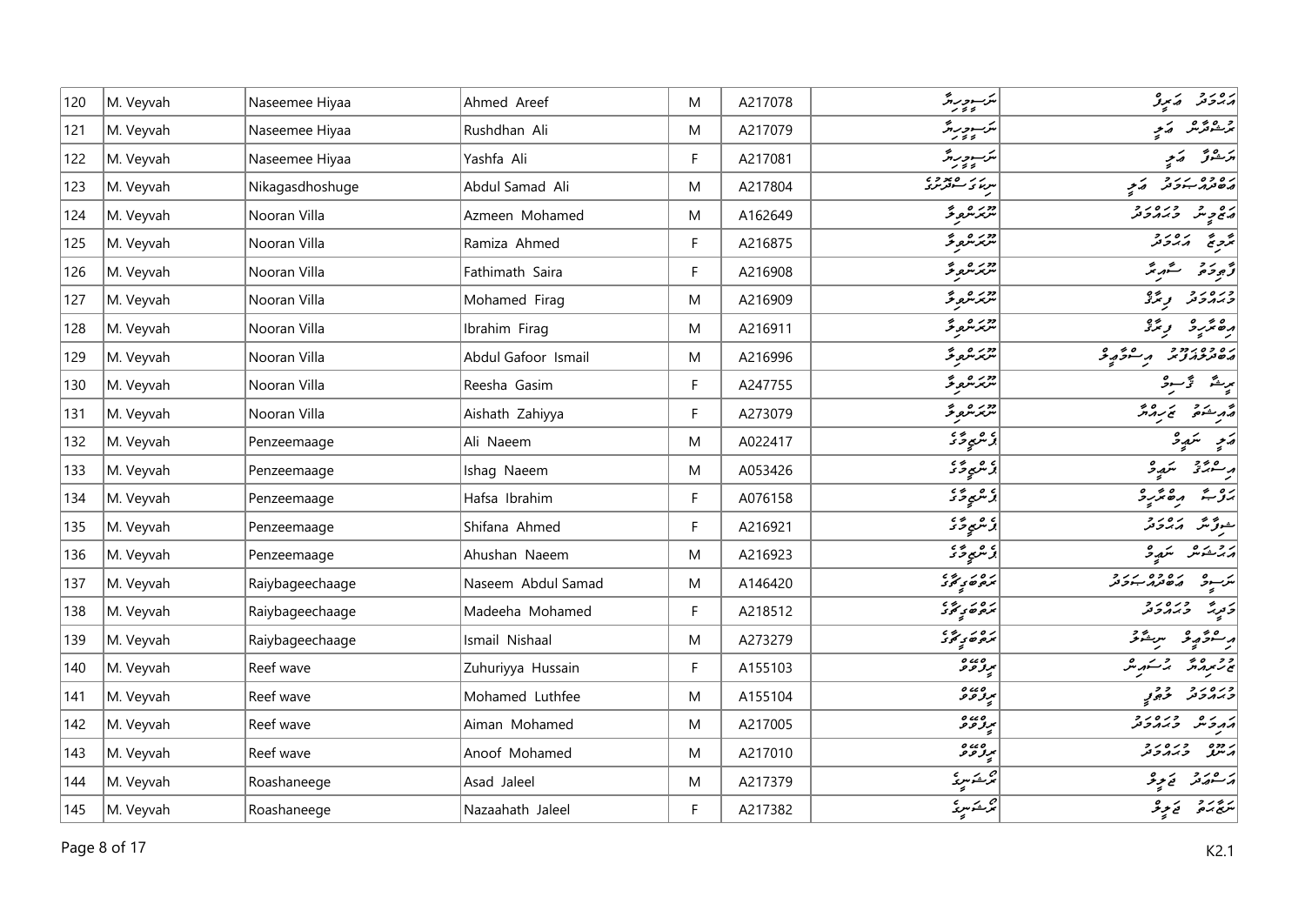| 120 | M. Veyvah | Naseemee Hiyaa | Ahmed Areef | M | A217078 | ނަސީމީ ހިޔާ | އަޙްމަދު އަރީފް |
|---|---|---|---|---|---|---|---|
| 121 | M. Veyvah | Naseemee Hiyaa | Rushdhan Ali | M | A217079 | ނަސީމީ ހިޔާ | ރުޝްދާން އަލި |
| 122 | M. Veyvah | Naseemee Hiyaa | Yashfa Ali | F | A217081 | ނަސީމީ ހިޔާ | ޔަޝްފާ އަލި |
| 123 | M. Veyvah | Nikagasdhoshuge | Abdul Samad Ali | M | A217804 | ނިކަގަސްދޮށުގެ | އަބްދުލްސަމަދު އަލި |
| 124 | M. Veyvah | Nooran Villa | Azmeen Mohamed | M | A162649 | ނޫރަންވިލާ | އަޒްމީން މުޙައްމަދު |
| 125 | M. Veyvah | Nooran Villa | Ramiza Ahmed | F | A216875 | ނޫރަންވިލާ | ރާމިޒާ އަޙްމަދު |
| 126 | M. Veyvah | Nooran Villa | Fathimath Saira | F | A216908 | ނޫރަންވިލާ | ފާތިމަތު ސާއިރާ |
| 127 | M. Veyvah | Nooran Villa | Mohamed Firag | M | A216909 | ނޫރަންވިލާ | މުޙައްމަދު ފިރާގް |
| 128 | M. Veyvah | Nooran Villa | Ibrahim Firag | M | A216911 | ނޫރަންވިލާ | އިބްރާހިމް ފިރާގް |
| 129 | M. Veyvah | Nooran Villa | Abdul Gafoor Ismail | M | A216996 | ނޫރަންވިލާ | އަބްދުލްޣަފޫރު އިސްމާޢީލް |
| 130 | M. Veyvah | Nooran Villa | Reesha Gasim | F | A247755 | ނޫރަންވިލާ | ރީޝާ ޤާސިމް |
| 131 | M. Veyvah | Nooran Villa | Aishath Zahiyya | F | A273079 | ނޫރަންވިލާ | އާއިޝަތު ޒަހިއްޔާ |
| 132 | M. Veyvah | Penzeemaage | Ali Naeem | M | A022417 |ޕެންޒީމާގެ | އަލި ނައީމް |
| 133 | M. Veyvah | Penzeemaage | Ishag Naeem | M | A053426 | ޕެންޒީމާގެ | އިސްޙާޤު ނައީމް |
| 134 | M. Veyvah | Penzeemaage | Hafsa Ibrahim | F | A076158 | ޕެންޒީމާގެ | ހަފްސާ އިބްރާހިމް |
| 135 | M. Veyvah | Penzeemaage | Shifana Ahmed | F | A216921 | ޕެންޒީމާގެ | ޝިފާނާ އަޙްމަދު |
| 136 | M. Veyvah | Penzeemaage | Ahushan Naeem | M | A216923 | ޕެންޒީމާގެ | އަހުޝަން ނައީމް |
| 137 | M. Veyvah | Raiybageechaage | Naseem Abdul Samad | M | A146420 | ރައްބަގީޗާގެ | ނަސީމް އަބްދުލްސަމަދު |
| 138 | M. Veyvah | Raiybageechaage | Madeeha Mohamed | F | A218512 | ރައްބަގީޗާގެ | މަދީހާ މުޙައްމަދު |
| 139 | M. Veyvah | Raiybageechaage | Ismail Nishaal | M | A273279 | ރައްބަގީޗާގެ | އިސްމާޢީލް ނިޝާލް |
| 140 | M. Veyvah | Reef wave | Zuhuriyya Hussain | F | A155103 | ރީފްވޭވް | ޒުހުރިއްޔާ ހުސައިން |
| 141 | M. Veyvah | Reef wave | Mohamed Luthfee | M | A155104 | ރީފްވޭވް | މުޙައްމަދު ލުތުފީ |
| 142 | M. Veyvah | Reef wave | Aiman Mohamed | M | A217005 | ރީފްވޭވް | އައިމަން މުޙައްމަދު |
| 143 | M. Veyvah | Reef wave | Anoof Mohamed | M | A217010 | ރީފްވޭވް | އަނޫފް މުޙައްމަދު |
| 144 | M. Veyvah | Roashaneege | Asad Jaleel | M | A217379 | ރޯޝަނީގެ | އަސްޢަދު ޖަލީލް |
| 145 | M. Veyvah | Roashaneege | Nazaahath Jaleel | F | A217382 | ރޯޝަނީގެ | ނަޒާހަތު ޖަލީލް |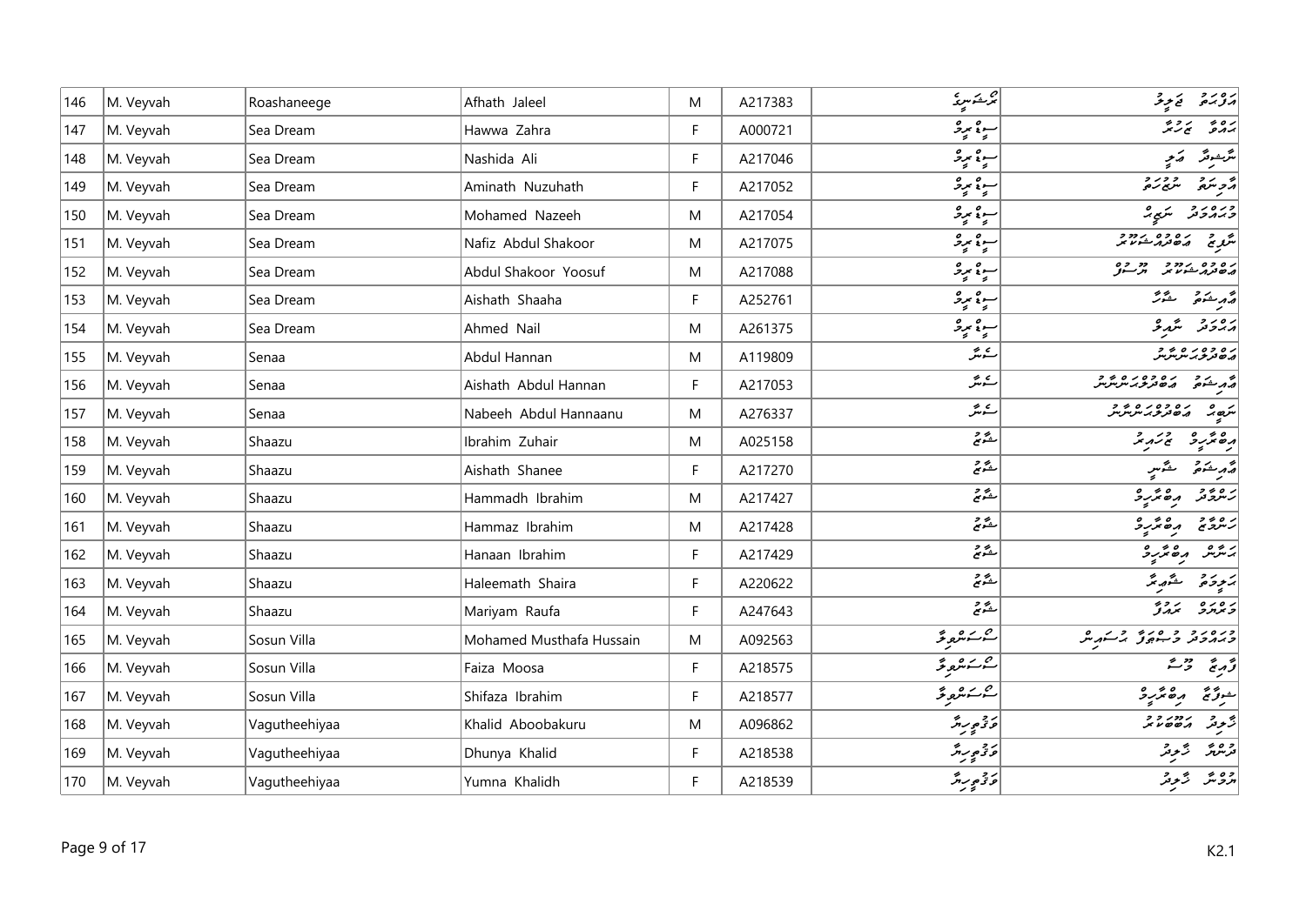| 146 | M. Veyvah | Roashaneege | Afhath Jaleel | M | A217383 | ރޯޝަނީގެ | އަފްހަތު ޖަލީލު |
|---|---|---|---|---|---|---|---|
| 147 | M. Veyvah | Sea Dream | Hawwa Zahra | F | A000721 | ސީޑްރީމް | ހައްވާ ޒަހުރާ |
| 148 | M. Veyvah | Sea Dream | Nashida Ali | F | A217046 | ސީޑްރީމް | ނާޝިދާ އަލި |
| 149 | M. Veyvah | Sea Dream | Aminath Nuzuhath | F | A217052 | ސީޑްރީމް | އާމިނަތު ނުޒުހަތު |
| 150 | M. Veyvah | Sea Dream | Mohamed Nazeeh | M | A217054 | ސީޑްރީމް | މުހައްމަދު ނަޒީހު |
| 151 | M. Veyvah | Sea Dream | Nafiz Abdul Shakoor | M | A217075 | ސީޑްރީމް | ނާފިޒް އަބްދުލްޝަކޫރު |
| 152 | M. Veyvah | Sea Dream | Abdul Shakoor Yoosuf | M | A217088 | ސީޑްރީމް | އަބްދުލްޝަކޫރު ޔޫސުފް |
| 153 | M. Veyvah | Sea Dream | Aishath Shaaha | F | A252761 | ސީޑްރީމް | އައިޝަތު ޝާހާ |
| 154 | M. Veyvah | Sea Dream | Ahmed Nail | M | A261375 | ސީޑްރީމް | އަހްމަދު ނާއިލު |
| 155 | M. Veyvah | Senaa | Abdul Hannan | M | A119809 | ސެނާ | އަބްދުލްހަންނާން |
| 156 | M. Veyvah | Senaa | Aishath Abdul Hannan | F | A217053 | ސެނާ | އައިޝަތު އަބްދުލްހަންނާން |
| 157 | M. Veyvah | Senaa | Nabeeh Abdul Hannaanu | M | A276337 | ސެނާ | ނަބީހު އަބްދުލްހަންނާނު |
| 158 | M. Veyvah | Shaazu | Ibrahim Zuhair | M | A025158 | ޝާޒު | އިބްރާހިމް ޒުހައިރު |
| 159 | M. Veyvah | Shaazu | Aishath Shanee | F | A217270 | ޝާޒު | އައިޝަތު ޝާނީ |
| 160 | M. Veyvah | Shaazu | Hammadh Ibrahim | M | A217427 | ޝާޒު | ހައްމާދު އިބްރާހިމް |
| 161 | M. Veyvah | Shaazu | Hammaz Ibrahim | M | A217428 | ޝާޒު | ހައްމާޒު އިބްރާހިމް |
| 162 | M. Veyvah | Shaazu | Hanaan Ibrahim | F | A217429 | ޝާޒު | ހަނާން އިބްރާހިމް |
| 163 | M. Veyvah | Shaazu | Haleemath Shaira | F | A220622 | ޝާޒު | ހަލީމަތު ޝާއިރާ |
| 164 | M. Veyvah | Shaazu | Mariyam Raufa | F | A247643 | ޝާޒު | މަރިޔަމް ރައުފާ |
| 165 | M. Veyvah | Sosun Villa | Mohamed Musthafa Hussain | M | A092563 | ސޮސަންވިލާ | މުހައްމަދު މުސްތަފާ ހުސައިން |
| 166 | M. Veyvah | Sosun Villa | Faiza Moosa | F | A218575 | ސޮސަންވިލާ | ފާއިޒާ މޫސާ |
| 167 | M. Veyvah | Sosun Villa | Shifaza Ibrahim | F | A218577 | ސޮސަންވިލާ | ޝިފާޒާ އިބްރާހިމް |
| 168 | M. Veyvah | Vagutheehiyaa | Khalid Aboobakuru | M | A096862 | ވަގުތީހިޔާ | ޚާލިދު އަބޫބަކުރު |
| 169 | M. Veyvah | Vagutheehiyaa | Dhunya Khalid | F | A218538 | ވަގުތީހިޔާ | ދުންޔާ ޚާލިދު |
| 170 | M. Veyvah | Vagutheehiyaa | Yumna Khalidh | F | A218539 | ވަގުތީހިޔާ | ޔުމްނާ ޚާލިދު |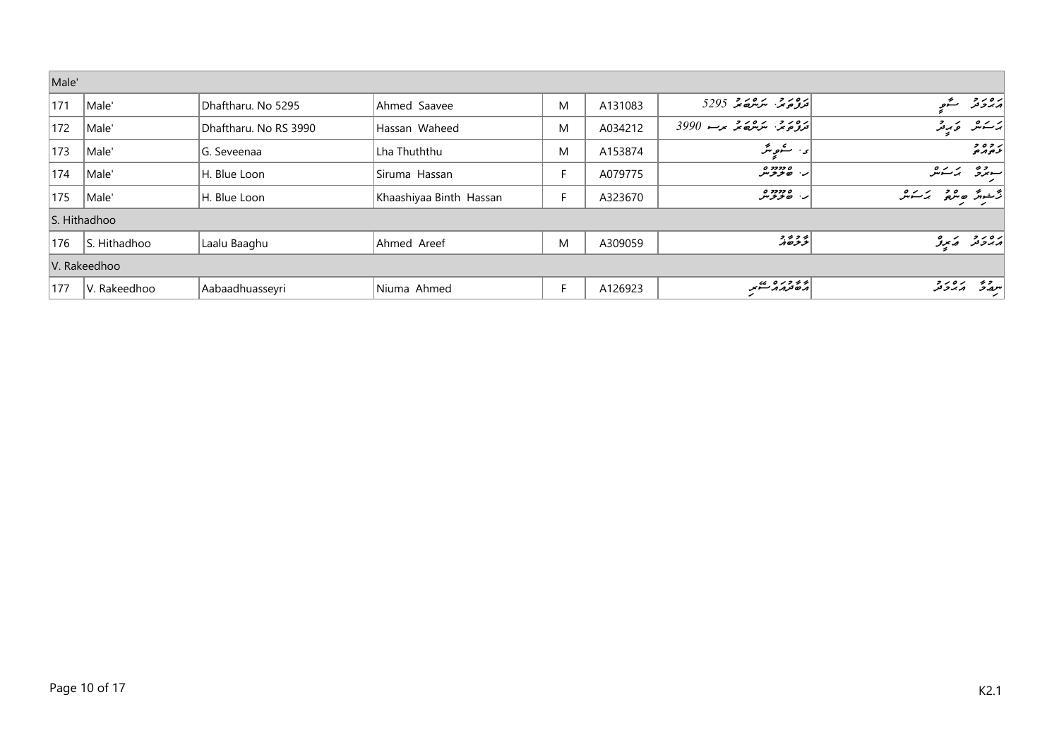| | | | | | | | |
|---|---|---|---|---|---|---|---|
| Male' | | | | | | | |
| 171 | Male' | Dhaftharu. No 5295 | Ahmed Saavee | M | A131083 | ދަފްތަރު. ނަންބަރު 5295 | އަޙްމަދު ސާވީ |
| 172 | Male' | Dhaftharu. No RS 3990 | Hassan Waheed | M | A034212 | ދަފްތަރު. ނަންބަރުރސ 3990 | ޙަސަން ވަޙީދު |
| 173 | Male' | G. Seveenaa | Lha Thuththu | M | A153874 | ގ. ސެވީނާ | ޅަތުއްތު |
| 174 | Male' | H. Blue Loon | Siruma Hassan | F | A079775 | ހ. ބްލޫލޫން | ސިރުމާ ޙަސަން |
| 175 | Male' | H. Blue Loon | Khaashiyaa Binth Hassan | F | A323670 | ހ. ބްލޫލޫން | ޚާޝިޔާ ބިންތު ޙަސަން |
| S. Hithadhoo | | | | | | | |
| 176 | S. Hithadhoo | Laalu Baaghu | Ahmed Areef | M | A309059 | ލާލުބާގު | އަޙްމަދު އަރީފު |
| V. Rakeedhoo | | | | | | | |
| 177 | V. Rakeedhoo | Aabaadhuasseyri | Niuma Ahmed | F | A126923 | އާބާދުއައްސޭރި | ނިޢުމާ އަޙްމަދު |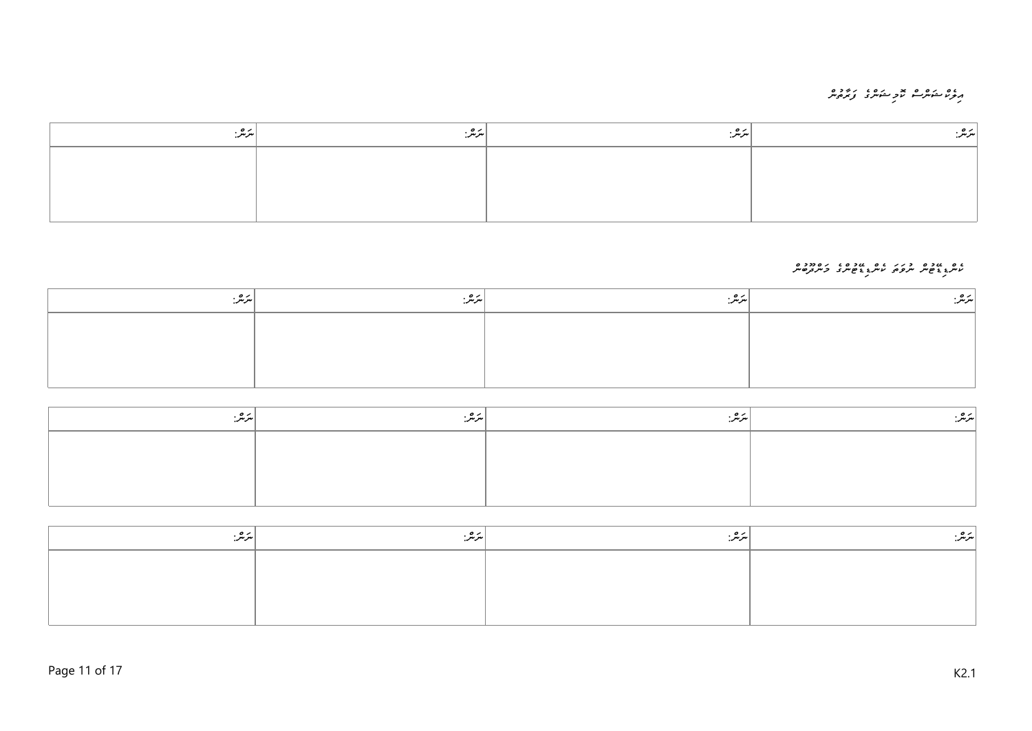## ދިވެހިބަސްބަސް ކޮދިސަރަހުގެ ފެހިރަޖެހެން

| ނަމާ: | ނަމާ: | ނަމާ: | ނަމާ: |
|---|---|---|---|
| | | | |

## ކަންކޮޅުތަކެއް ނުވަތަ ކަންކޮޅުތަކުގެ މަސްދަރުތަކުން

| ނަމާ: | ނަމާ: | ނަމާ: | ނަމާ: |
|---|---|---|---|
| | | | |

| ނަމާ: | ނަމާ: | ނަމާ: | ނަމާ: |
|---|---|---|---|
| | | | |

| ނަމާ: | ނަމާ: | ނަމާ: | ނަމާ: |
|---|---|---|---|
| | | | |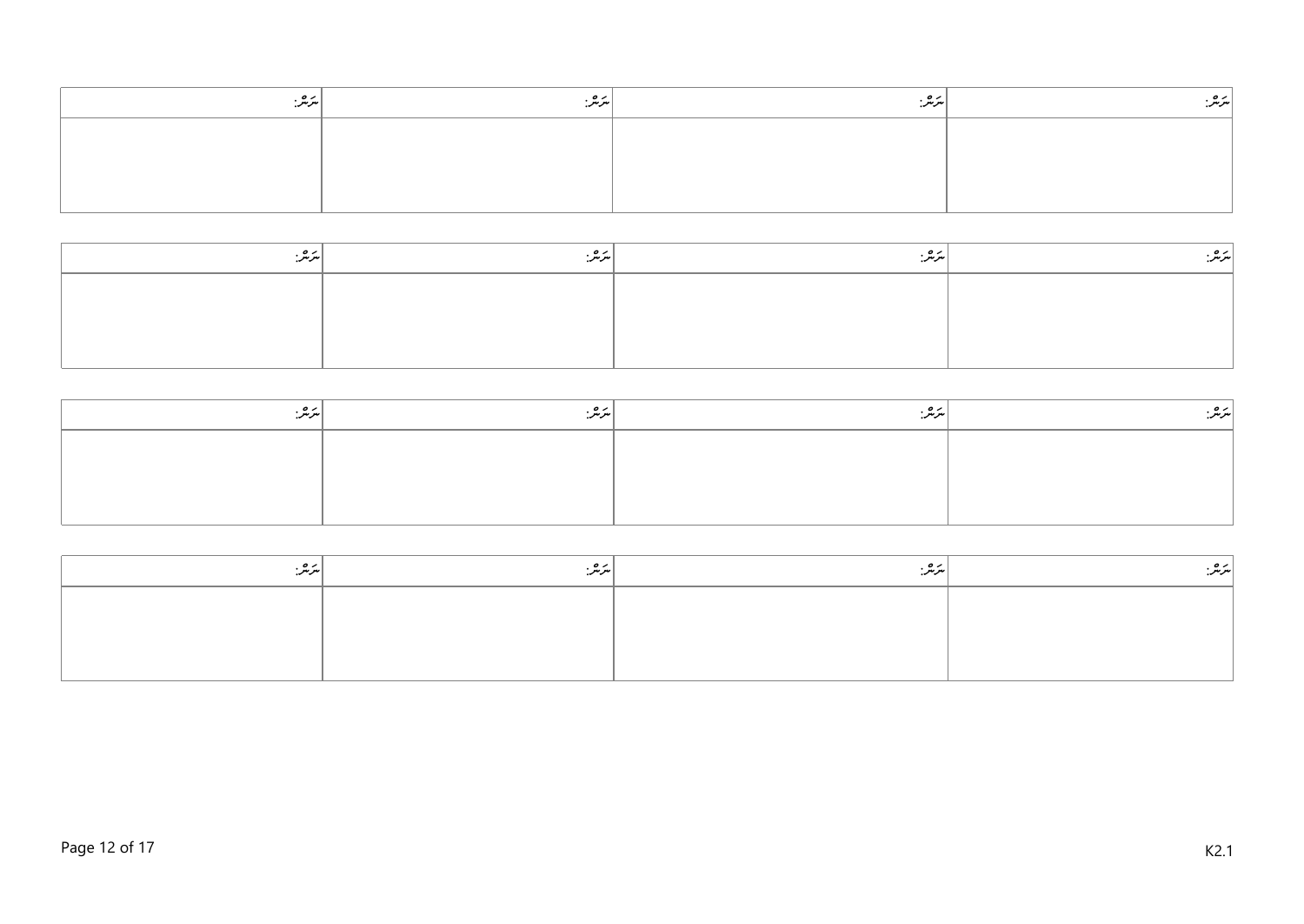| ނަރަށް: | ނަރަށް: | ނަރަށް: | ނަރަށް: |
| --- | --- | --- | --- |
| | | | |

| ނަރަށް: | ނަރަށް: | ނަރަށް: | ނަރަށް: |
| --- | --- | --- | --- |
| | | | |

| ނަރަށް: | ނަރަށް: | ނަރަށް: | ނަރަށް: |
| --- | --- | --- | --- |
| | | | |

| ނަރަށް: | ނަރަށް: | ނަރަށް: | ނަރަށް: |
| --- | --- | --- | --- |
| | | | |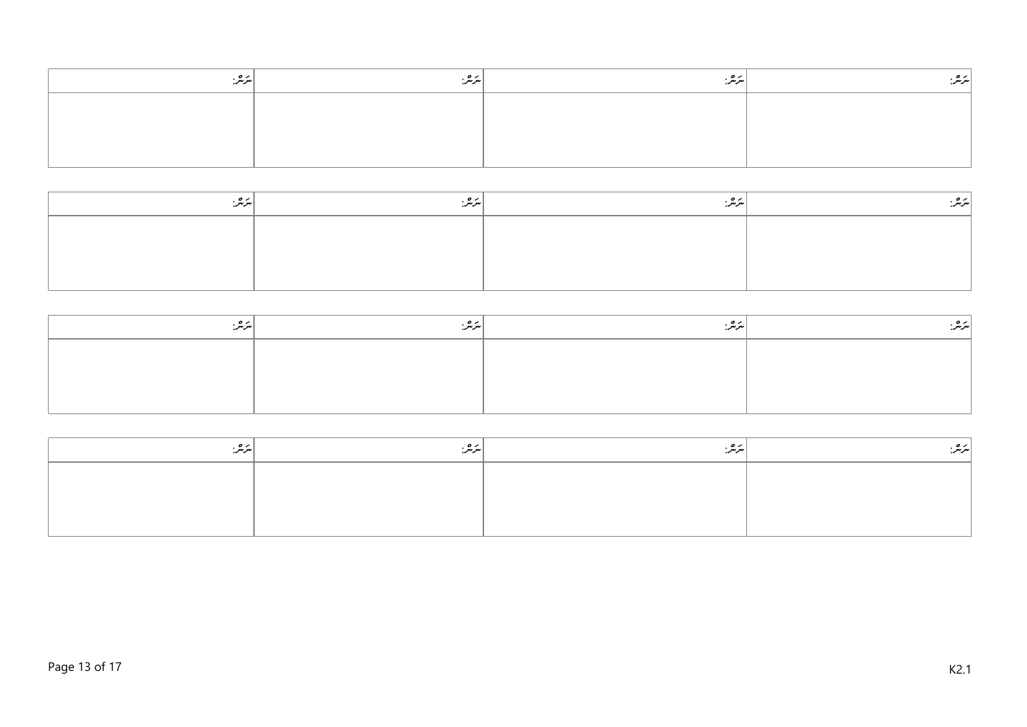| ނަރުދ: | ނަރުދ: | ނަރުދ: | ނަރުދ: |
| --- | --- | --- | --- |
| | | | |

| ނަރުދ: | ނަރުދ: | ނަރުދ: | ނަރުދ: |
| --- | --- | --- | --- |
| | | | |

| ނަރުދ: | ނަރުދ: | ނަރުދ: | ނަރުދ: |
| --- | --- | --- | --- |
| | | | |

| ނަރުދ: | ނަރުދ: | ނަރުދ: | ނަރުދ: |
| --- | --- | --- | --- |
| | | | |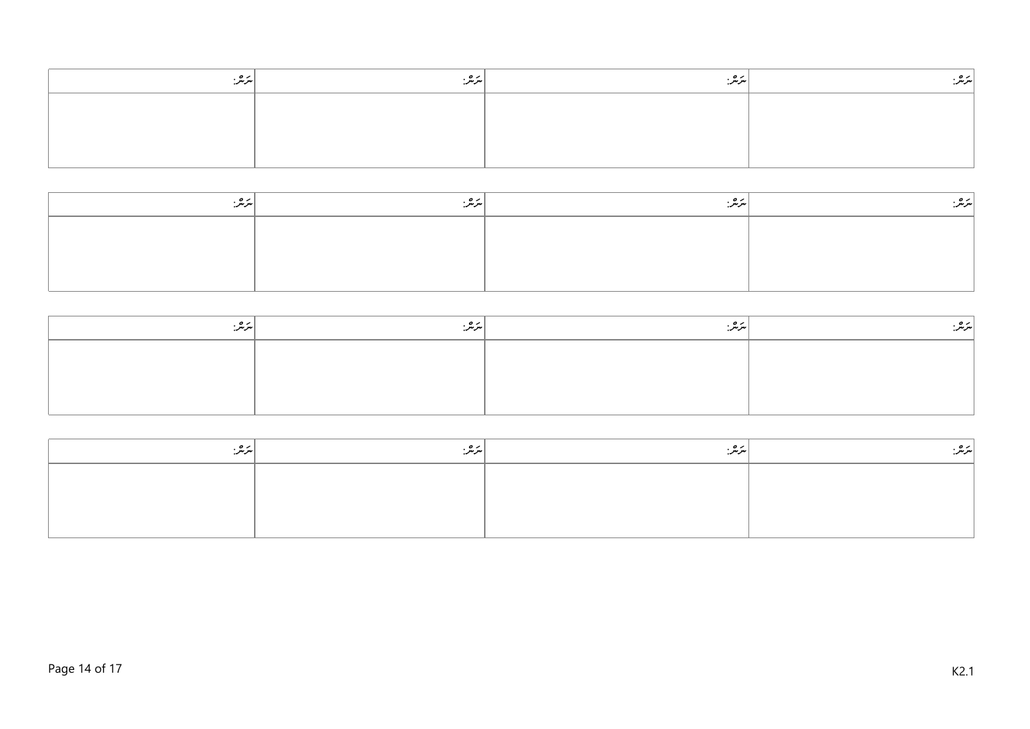| ނަރަދ: | ނަރަދ: | ނަރަދ: | ނަރަދ: |
| --- | --- | --- | --- |
| | | | |

| ނަރަދ: | ނަރަދ: | ނަރަދ: | ނަރަދ: |
| --- | --- | --- | --- |
| | | | |

| ނަރަދ: | ނަރަދ: | ނަރަދ: | ނަރަދ: |
| --- | --- | --- | --- |
| | | | |

| ނަރަދ: | ނަރަދ: | ނަރަދ: | ނަރަދ: |
| --- | --- | --- | --- |
| | | | |

K2.1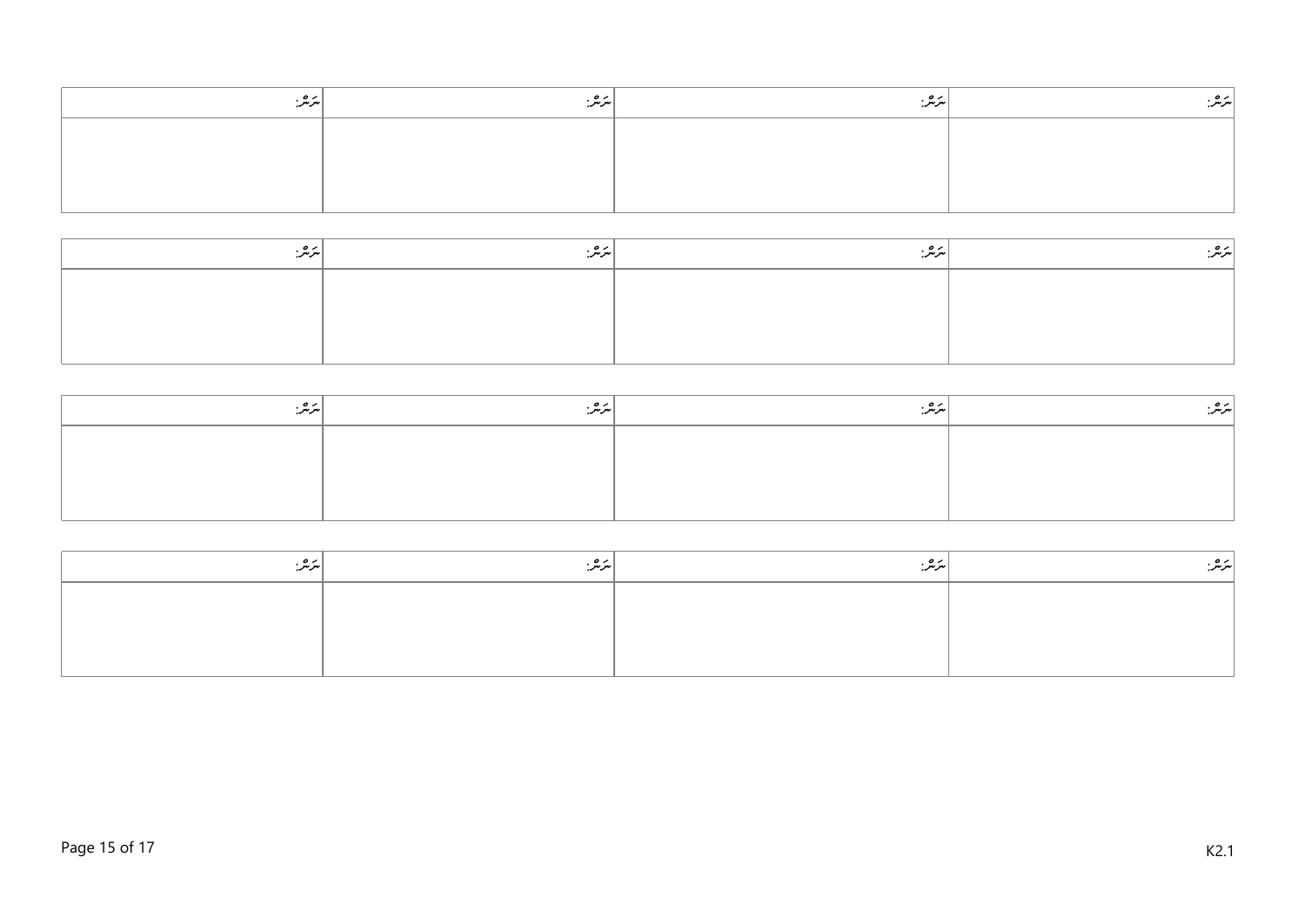| ىَرَىْز: | ىَرَىْز: | ىَرَىْز: | ىَرَىْز: |
| --- | --- | --- | --- |
| | | | |

| ىَرَىْز: | ىَرَىْز: | ىَرَىْز: | ىَرَىْز: |
| --- | --- | --- | --- |
| | | | |

| ىَرَىْز: | ىَرَىْز: | ىَرَىْز: | ىَرَىْز: |
| --- | --- | --- | --- |
| | | | |

| ىَرَىْز: | ىَرَىْز: | ىَرَىْز: | ىَرَىْز: |
| --- | --- | --- | --- |
| | | | |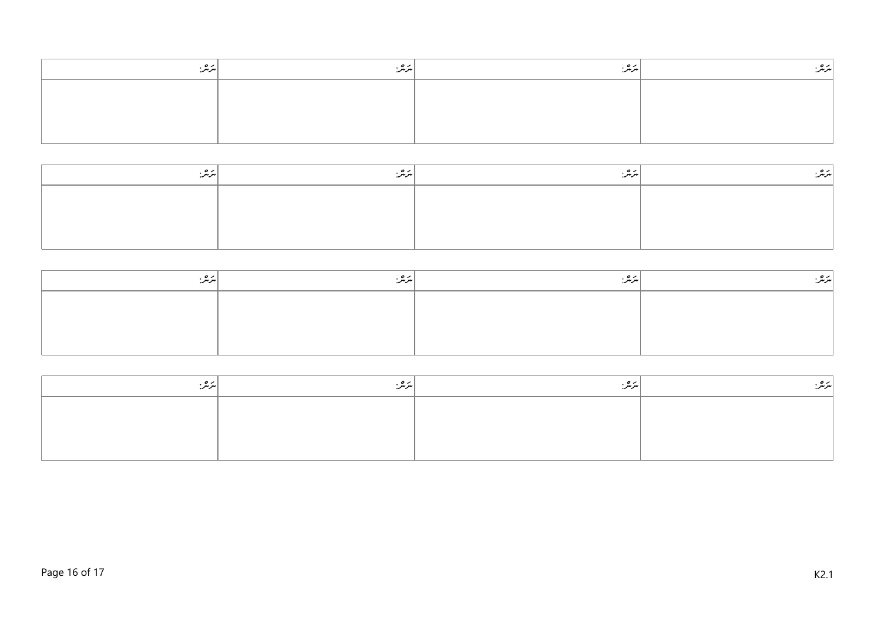| ىترىثر: | ىترىثر: | ىترىثر: | ىترىثر: |
| --- | --- | --- | --- |
| | | | |

| ىترىثر: | ىترىثر: | ىترىثر: | ىترىثر: |
| --- | --- | --- | --- |
| | | | |

| ىترىثر: | ىترىثر: | ىترىثر: | ىترىثر: |
| --- | --- | --- | --- |
| | | | |

| ىترىثر: | ىترىثر: | ىترىثر: | ىترىثر: |
| --- | --- | --- | --- |
| | | | |

K2.1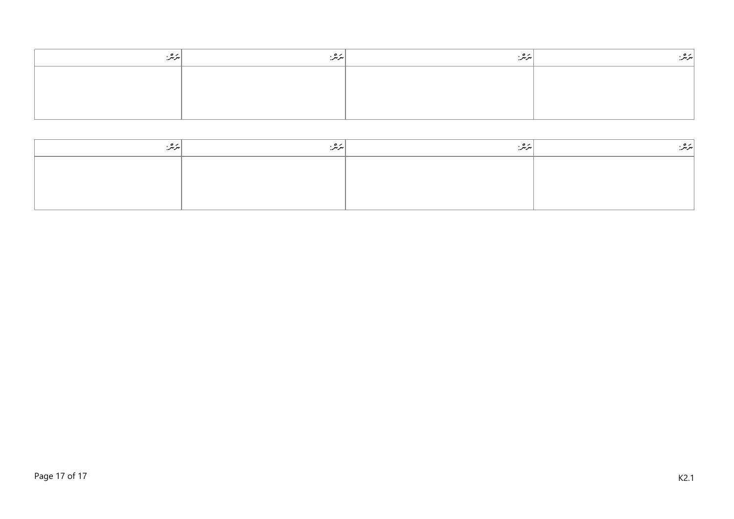| ނަރުދ: | ނަރުދ: | ނަރުދ: | ނަރުދ: |
| --- | --- | --- | --- |
| | | | |

| ނަރުދ: | ނަރުދ: | ނަރުދ: | ނަރުދ: |
| --- | --- | --- | --- |
| | | | |

K2.1